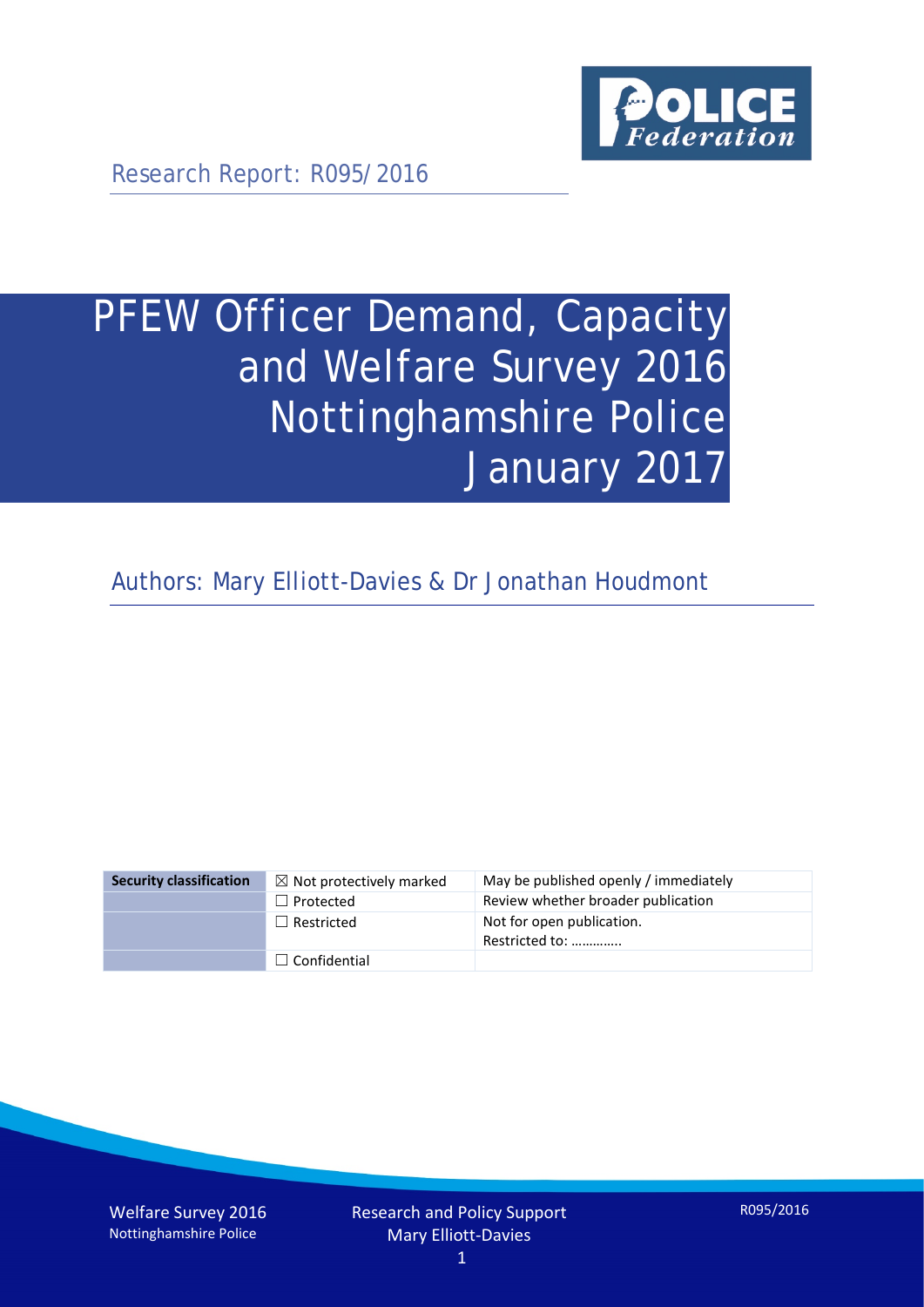Research Report: R095/2016

# PFEW Officer Demand, Capacity and Welfare Survey 2016 Nottinghamshire Police January 2017

Authors: Mary Elliott-Davies & Dr Jonathan Houdmont

| Security classification | | |
|---|---|---|
| | ☒ Not protectively marked | May be published openly / immediately |
| | ☐ Protected | Review whether broader publication |
| | ☐ Restricted | Not for open publication. Restricted to: ………….. |
| | ☐ Confidential | |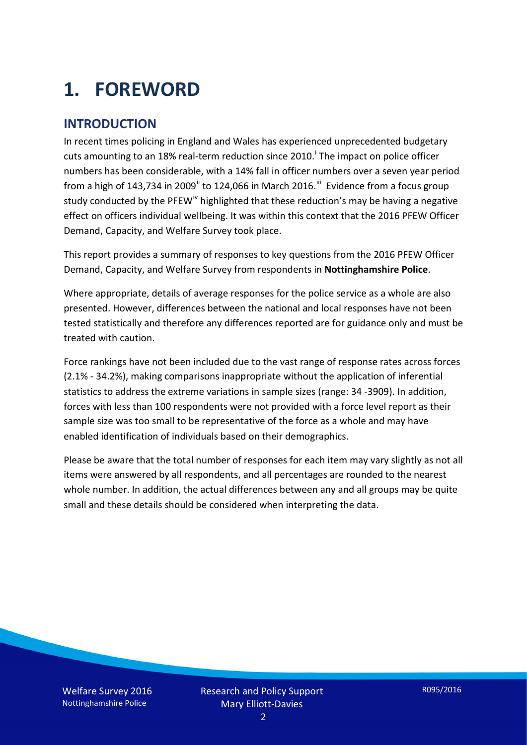# 1. FOREWORD

## INTRODUCTION

In recent times policing in England and Wales has experienced unprecedented budgetary cuts amounting to an 18% real-term reduction since 2010.[i] The impact on police officer numbers has been considerable, with a 14% fall in officer numbers over a seven year period from a high of 143,734 in 2009[ii] to 124,066 in March 2016.[iii] Evidence from a focus group study conducted by the PFEW[iv] highlighted that these reduction's may be having a negative effect on officers individual wellbeing. It was within this context that the 2016 PFEW Officer Demand, Capacity, and Welfare Survey took place.

This report provides a summary of responses to key questions from the 2016 PFEW Officer Demand, Capacity, and Welfare Survey from respondents in **Nottinghamshire Police**.

Where appropriate, details of average responses for the police service as a whole are also presented. However, differences between the national and local responses have not been tested statistically and therefore any differences reported are for guidance only and must be treated with caution.

Force rankings have not been included due to the vast range of response rates across forces (2.1% - 34.2%), making comparisons inappropriate without the application of inferential statistics to address the extreme variations in sample sizes (range: 34 -3909). In addition, forces with less than 100 respondents were not provided with a force level report as their sample size was too small to be representative of the force as a whole and may have enabled identification of individuals based on their demographics.

Please be aware that the total number of responses for each item may vary slightly as not all items were answered by all respondents, and all percentages are rounded to the nearest whole number. In addition, the actual differences between any and all groups may be quite small and these details should be considered when interpreting the data.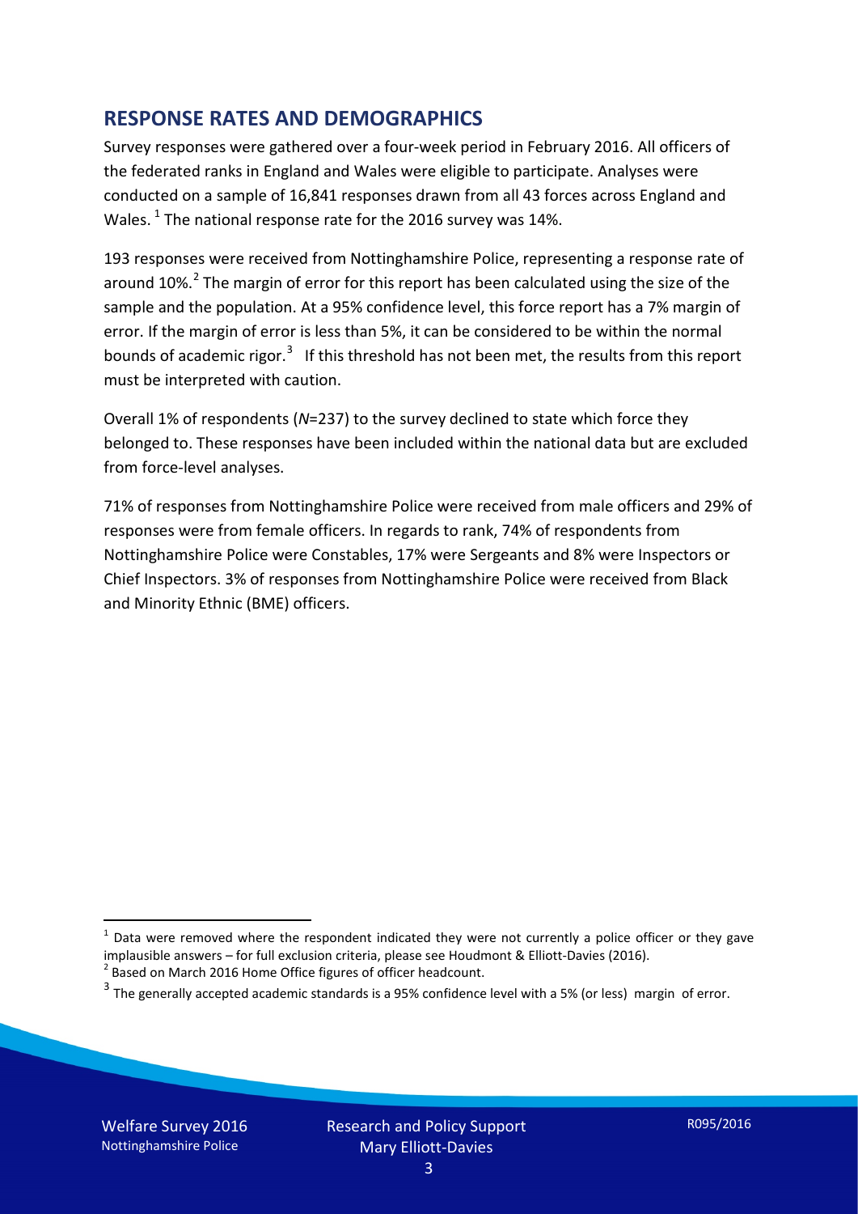## RESPONSE RATES AND DEMOGRAPHICS

Survey responses were gathered over a four-week period in February 2016. All officers of the federated ranks in England and Wales were eligible to participate. Analyses were conducted on a sample of 16,841 responses drawn from all 43 forces across England and Wales. [1] The national response rate for the 2016 survey was 14%.

193 responses were received from Nottinghamshire Police, representing a response rate of around 10%.[2] The margin of error for this report has been calculated using the size of the sample and the population. At a 95% confidence level, this force report has a 7% margin of error. If the margin of error is less than 5%, it can be considered to be within the normal bounds of academic rigor.[3] If this threshold has not been met, the results from this report must be interpreted with caution.

Overall 1% of respondents (*N*=237) to the survey declined to state which force they belonged to. These responses have been included within the national data but are excluded from force-level analyses.

71% of responses from Nottinghamshire Police were received from male officers and 29% of responses were from female officers. In regards to rank, 74% of respondents from Nottinghamshire Police were Constables, 17% were Sergeants and 8% were Inspectors or Chief Inspectors. 3% of responses from Nottinghamshire Police were received from Black and Minority Ethnic (BME) officers.

---

[1] Data were removed where the respondent indicated they were not currently a police officer or they gave implausible answers – for full exclusion criteria, please see Houdmont & Elliott-Davies (2016).

[2] Based on March 2016 Home Office figures of officer headcount.

[3] The generally accepted academic standards is a 95% confidence level with a 5% (or less) margin of error.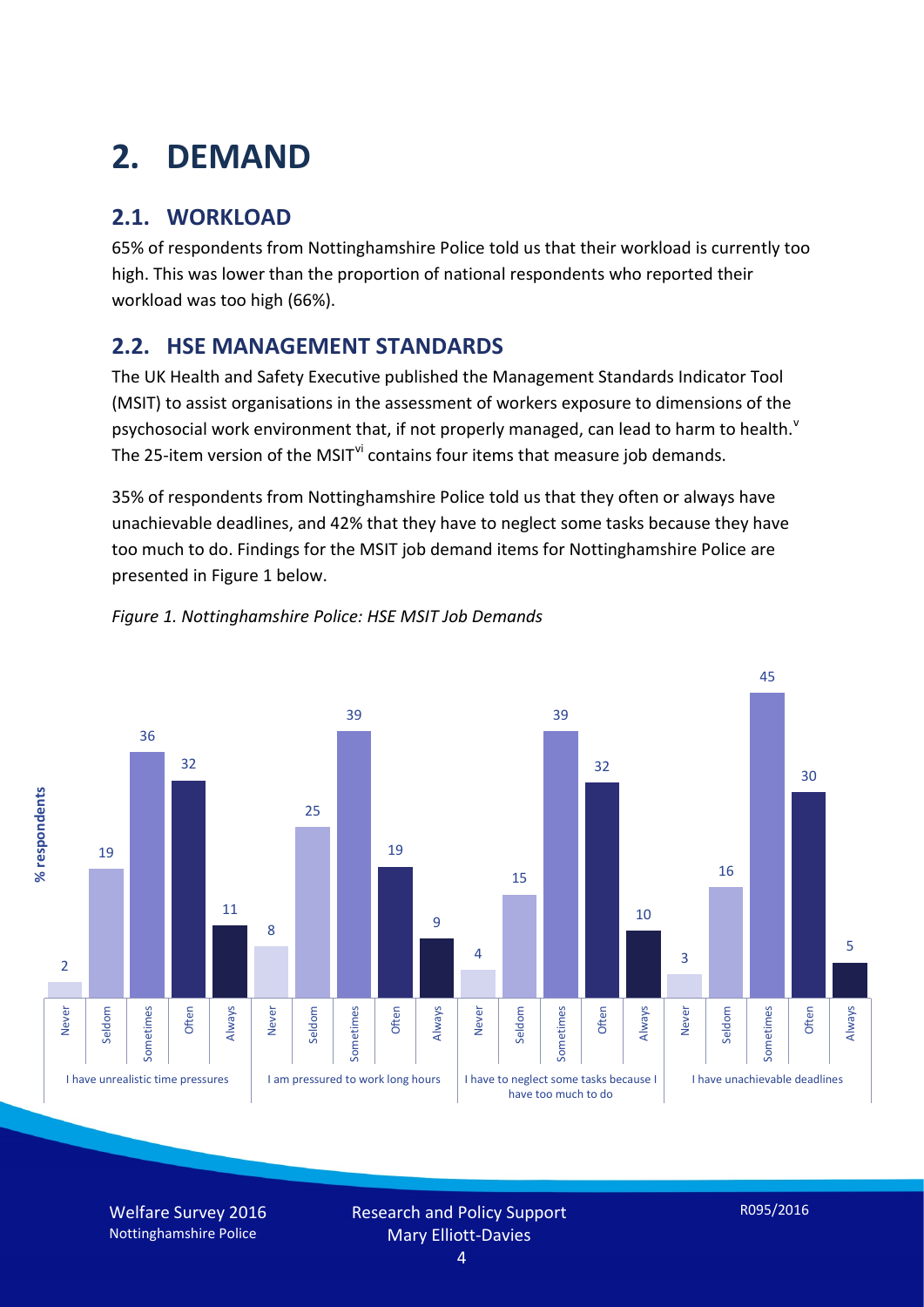# 2. DEMAND

## 2.1. WORKLOAD

65% of respondents from Nottinghamshire Police told us that their workload is currently too high. This was lower than the proportion of national respondents who reported their workload was too high (66%).

## 2.2. HSE MANAGEMENT STANDARDS

The UK Health and Safety Executive published the Management Standards Indicator Tool (MSIT) to assist organisations in the assessment of workers exposure to dimensions of the psychosocial work environment that, if not properly managed, can lead to harm to health.[v] The 25-item version of the MSIT[vi] contains four items that measure job demands.

35% of respondents from Nottinghamshire Police told us that they often or always have unachievable deadlines, and 42% that they have to neglect some tasks because they have too much to do. Findings for the MSIT job demand items for Nottinghamshire Police are presented in Figure 1 below.

*Figure 1. Nottinghamshire Police: HSE MSIT Job Demands*

| % respondents | Never | Seldom | Sometimes | Often | Always |
|---|---|---|---|---|---|
| I have unrealistic time pressures | 2 | 19 | 36 | 32 | 11 |
| I am pressured to work long hours | 8 | 25 | 39 | 19 | 9 |
| I have to neglect some tasks because I have too much to do | 4 | 15 | 39 | 32 | 10 |
| I have unachievable deadlines | 3 | 16 | 45 | 30 | 5 |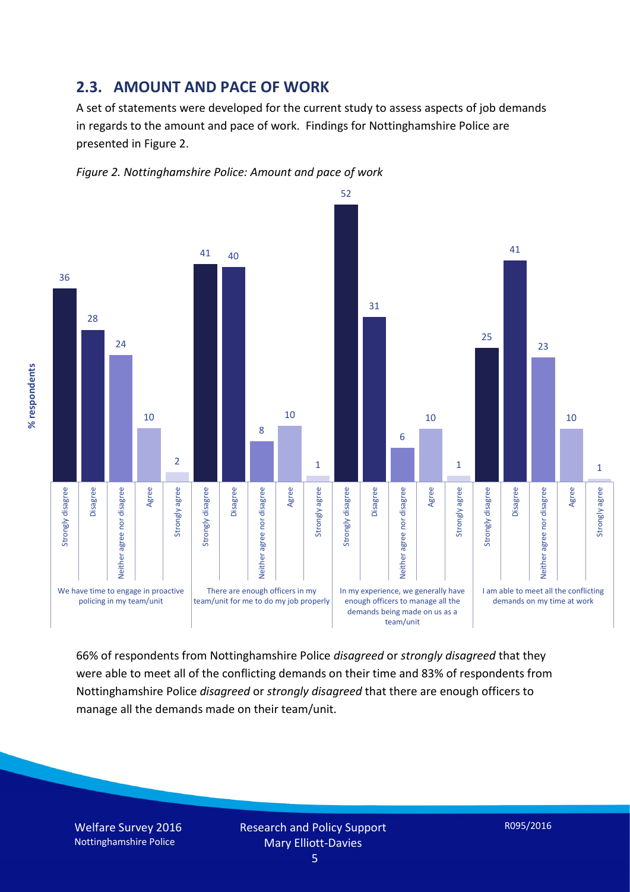## 2.3. AMOUNT AND PACE OF WORK

A set of statements were developed for the current study to assess aspects of job demands in regards to the amount and pace of work. Findings for Nottinghamshire Police are presented in Figure 2.

*Figure 2. Nottinghamshire Police: Amount and pace of work*

| % respondents | Strongly disagree | Disagree | Neither agree nor disagree | Agree | Strongly agree |
|---|---|---|---|---|---|
| We have time to engage in proactive policing in my team/unit | 36 | 28 | 24 | 10 | 2 |
| There are enough officers in my team/unit for me to do my job properly | 41 | 40 | 8 | 10 | 1 |
| In my experience, we generally have enough officers to manage all the demands being made on us as a team/unit | 52 | 31 | 6 | 10 | 1 |
| I am able to meet all the conflicting demands on my time at work | 25 | 41 | 23 | 10 | 1 |

66% of respondents from Nottinghamshire Police *disagreed* or *strongly disagreed* that they were able to meet all of the conflicting demands on their time and 83% of respondents from Nottinghamshire Police *disagreed* or *strongly disagreed* that there are enough officers to manage all the demands made on their team/unit.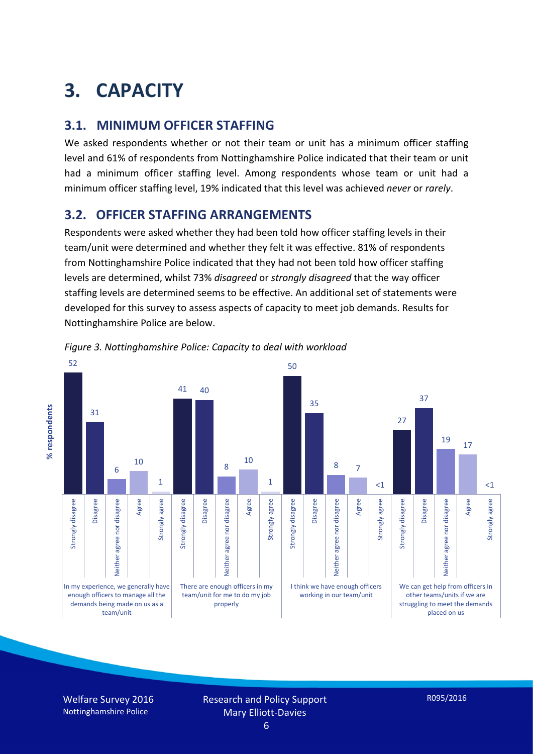# 3. CAPACITY

## 3.1. MINIMUM OFFICER STAFFING

We asked respondents whether or not their team or unit has a minimum officer staffing level and 61% of respondents from Nottinghamshire Police indicated that their team or unit had a minimum officer staffing level. Among respondents whose team or unit had a minimum officer staffing level, 19% indicated that this level was achieved *never* or *rarely*.

## 3.2. OFFICER STAFFING ARRANGEMENTS

Respondents were asked whether they had been told how officer staffing levels in their team/unit were determined and whether they felt it was effective. 81% of respondents from Nottinghamshire Police indicated that they had not been told how officer staffing levels are determined, whilst 73% *disagreed* or *strongly disagreed* that the way officer staffing levels are determined seems to be effective. An additional set of statements were developed for this survey to assess aspects of capacity to meet job demands. Results for Nottinghamshire Police are below.

*Figure 3. Nottinghamshire Police: Capacity to deal with workload*

| % respondents | Strongly disagree | Disagree | Neither agree nor disagree | Agree | Strongly agree |
|---|---|---|---|---|---|
| In my experience, we generally have enough officers to manage all the demands being made on us as a team/unit | 52 | 31 | 6 | 10 | 1 |
| There are enough officers in my team/unit for me to do my job properly | 41 | 40 | 8 | 10 | 1 |
| I think we have enough officers working in our team/unit | 50 | 35 | 8 | 7 | <1 |
| We can get help from officers in other teams/units if we are struggling to meet the demands placed on us | 27 | 37 | 19 | 17 | <1 |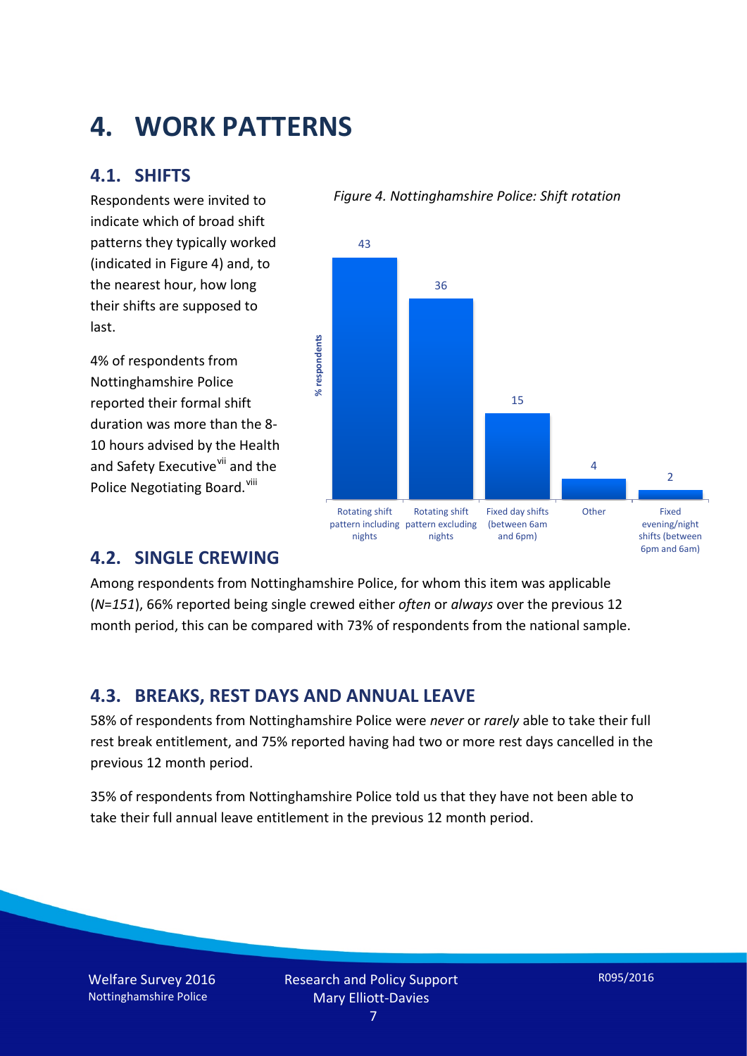# 4. WORK PATTERNS

## 4.1. SHIFTS

Respondents were invited to indicate which of broad shift patterns they typically worked (indicated in Figure 4) and, to the nearest hour, how long their shifts are supposed to last.

4% of respondents from Nottinghamshire Police reported their formal shift duration was more than the 8-10 hours advised by the Health and Safety Executive[vii] and the Police Negotiating Board.[viii]

*Figure 4. Nottinghamshire Police: Shift rotation*

| Shift pattern | % respondents |
|---|---|
| Rotating shift pattern including nights | 43 |
| Rotating shift pattern excluding nights | 36 |
| Fixed day shifts (between 6am and 6pm) | 15 |
| Other | 4 |
| Fixed evening/night shifts (between 6pm and 6am) | 2 |

## 4.2. SINGLE CREWING

Among respondents from Nottinghamshire Police, for whom this item was applicable (*N=151*), 66% reported being single crewed either *often* or *always* over the previous 12 month period, this can be compared with 73% of respondents from the national sample.

## 4.3. BREAKS, REST DAYS AND ANNUAL LEAVE

58% of respondents from Nottinghamshire Police were *never* or *rarely* able to take their full rest break entitlement, and 75% reported having had two or more rest days cancelled in the previous 12 month period.

35% of respondents from Nottinghamshire Police told us that they have not been able to take their full annual leave entitlement in the previous 12 month period.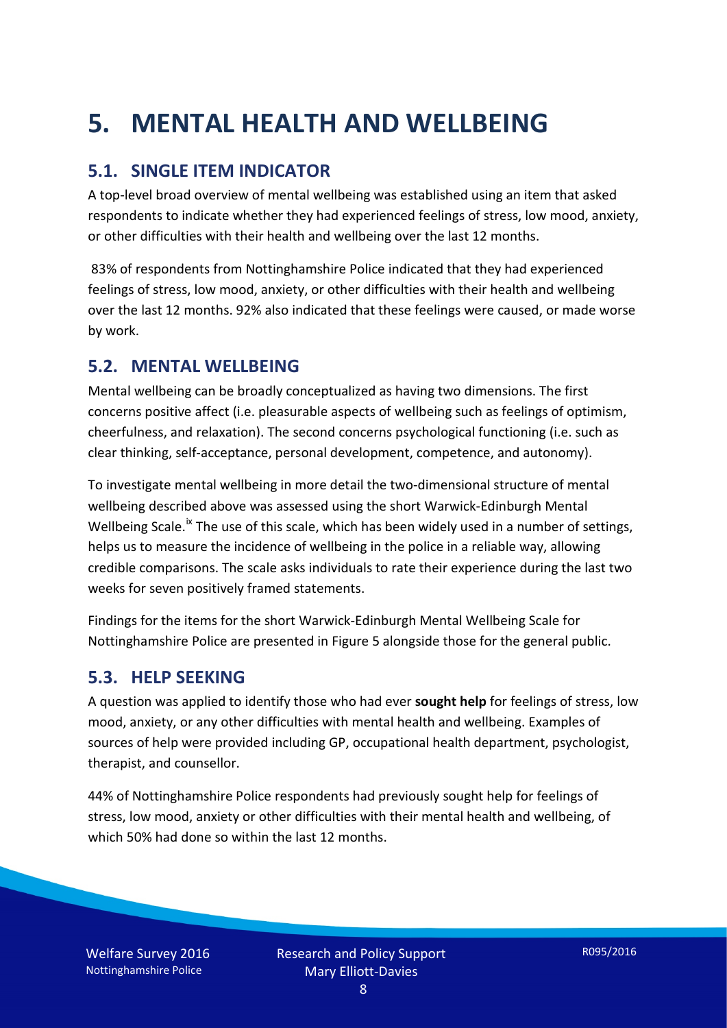# 5. MENTAL HEALTH AND WELLBEING

## 5.1. SINGLE ITEM INDICATOR

A top-level broad overview of mental wellbeing was established using an item that asked respondents to indicate whether they had experienced feelings of stress, low mood, anxiety, or other difficulties with their health and wellbeing over the last 12 months.

83% of respondents from Nottinghamshire Police indicated that they had experienced feelings of stress, low mood, anxiety, or other difficulties with their health and wellbeing over the last 12 months. 92% also indicated that these feelings were caused, or made worse by work.

## 5.2. MENTAL WELLBEING

Mental wellbeing can be broadly conceptualized as having two dimensions. The first concerns positive affect (i.e. pleasurable aspects of wellbeing such as feelings of optimism, cheerfulness, and relaxation). The second concerns psychological functioning (i.e. such as clear thinking, self-acceptance, personal development, competence, and autonomy).

To investigate mental wellbeing in more detail the two-dimensional structure of mental wellbeing described above was assessed using the short Warwick-Edinburgh Mental Wellbeing Scale.[ix] The use of this scale, which has been widely used in a number of settings, helps us to measure the incidence of wellbeing in the police in a reliable way, allowing credible comparisons. The scale asks individuals to rate their experience during the last two weeks for seven positively framed statements.

Findings for the items for the short Warwick-Edinburgh Mental Wellbeing Scale for Nottinghamshire Police are presented in Figure 5 alongside those for the general public.

## 5.3. HELP SEEKING

A question was applied to identify those who had ever **sought help** for feelings of stress, low mood, anxiety, or any other difficulties with mental health and wellbeing. Examples of sources of help were provided including GP, occupational health department, psychologist, therapist, and counsellor.

44% of Nottinghamshire Police respondents had previously sought help for feelings of stress, low mood, anxiety or other difficulties with their mental health and wellbeing, of which 50% had done so within the last 12 months.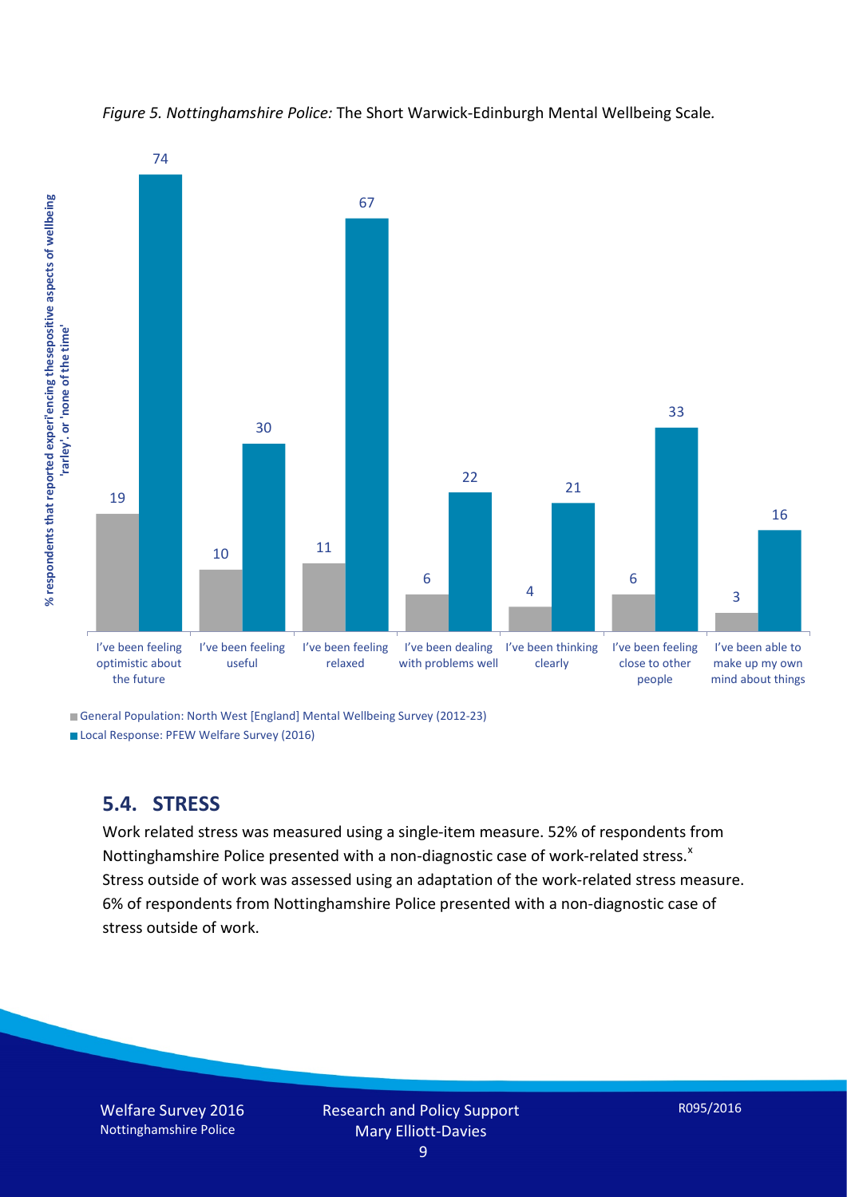*Figure 5. Nottinghamshire Police:* The Short Warwick-Edinburgh Mental Wellbeing Scale.

| | General Population: North West [England] Mental Wellbeing Survey (2012-23) | Local Response: PFEW Welfare Survey (2016) |
|---|---|---|
| I've been feeling optimistic about the future | 19 | 74 |
| I've been feeling useful | 10 | 30 |
| I've been feeling relaxed | 11 | 67 |
| I've been dealing with problems well | 6 | 22 |
| I've been thinking clearly | 4 | 21 |
| I've been feeling close to other people | 6 | 33 |
| I've been able to make up my own mind about things | 3 | 16 |

% respondents that reported experiencing these positive aspects of wellbeing 'rarley', or 'none of the time'

## 5.4. STRESS

Work related stress was measured using a single-item measure. 52% of respondents from Nottinghamshire Police presented with a non-diagnostic case of work-related stress.[x] Stress outside of work was assessed using an adaptation of the work-related stress measure. 6% of respondents from Nottinghamshire Police presented with a non-diagnostic case of stress outside of work.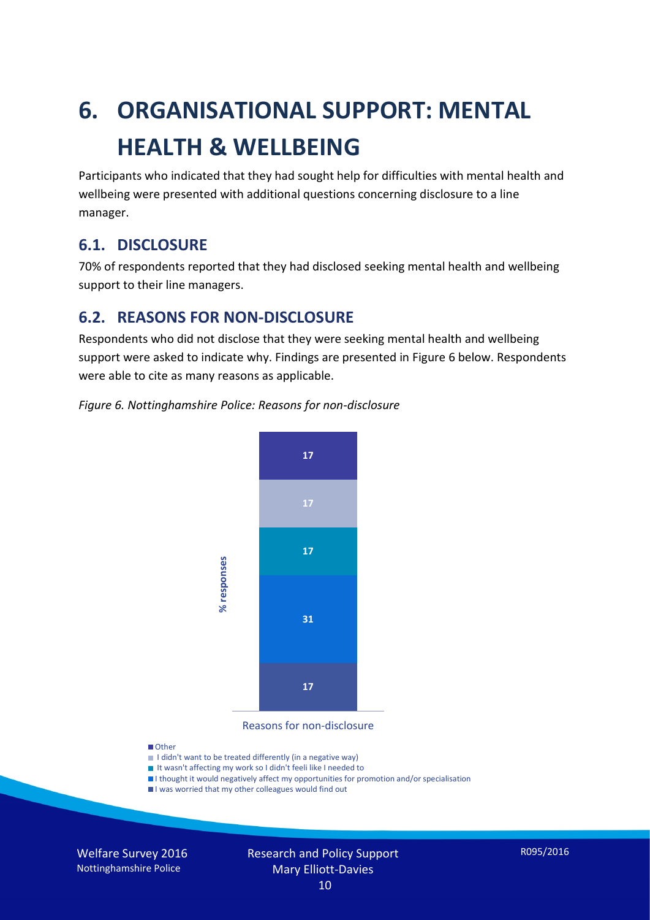# 6. ORGANISATIONAL SUPPORT: MENTAL HEALTH & WELLBEING

Participants who indicated that they had sought help for difficulties with mental health and wellbeing were presented with additional questions concerning disclosure to a line manager.

## 6.1. DISCLOSURE

70% of respondents reported that they had disclosed seeking mental health and wellbeing support to their line managers.

## 6.2. REASONS FOR NON-DISCLOSURE

Respondents who did not disclose that they were seeking mental health and wellbeing support were asked to indicate why. Findings are presented in Figure 6 below. Respondents were able to cite as many reasons as applicable.

*Figure 6. Nottinghamshire Police: Reasons for non-disclosure*

| Reasons for non-disclosure | % responses |
|---|---|
| Other | 17 |
| I didn't want to be treated differently (in a negative way) | 17 |
| It wasn't affecting my work so I didn't feeli like I needed to | 17 |
| I thought it would negatively affect my opportunities for promotion and/or specialisation | 31 |
| I was worried that my other colleagues would find out | 17 |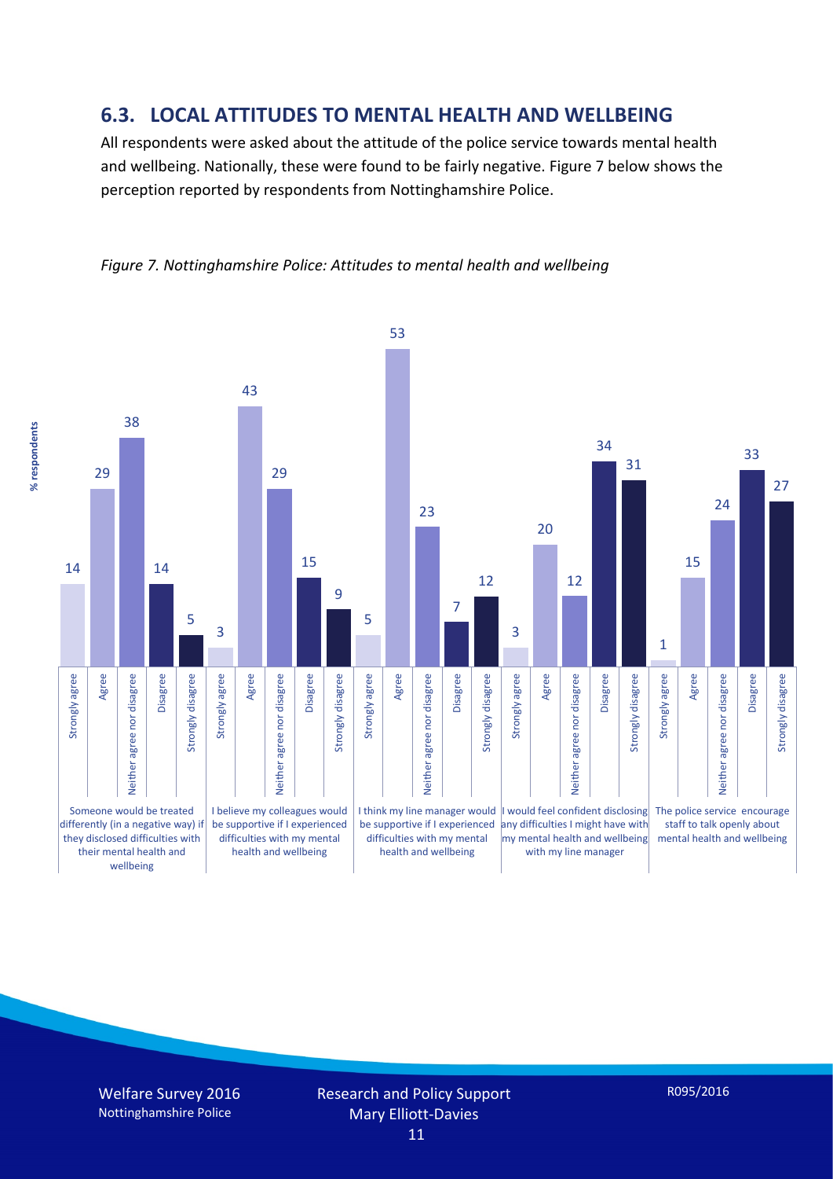## 6.3. LOCAL ATTITUDES TO MENTAL HEALTH AND WELLBEING

All respondents were asked about the attitude of the police service towards mental health and wellbeing. Nationally, these were found to be fairly negative. Figure 7 below shows the perception reported by respondents from Nottinghamshire Police.

*Figure 7. Nottinghamshire Police: Attitudes to mental health and wellbeing*

| % respondents | Strongly agree | Agree | Neither agree nor disagree | Disagree | Strongly disagree |
|---|---|---|---|---|---|
| Someone would be treated differently (in a negative way) if they disclosed difficulties with their mental health and wellbeing | 14 | 29 | 38 | 14 | 5 |
| I believe my colleagues would be supportive if I experienced difficulties with my mental health and wellbeing | 3 | 43 | 29 | 15 | 9 |
| I think my line manager would be supportive if I experienced difficulties with my mental health and wellbeing | 5 | 53 | 23 | 7 | 12 |
| I would feel confident disclosing any difficulties I might have with my mental health and wellbeing with my line manager | 3 | 20 | 12 | 34 | 31 |
| The police service encourage staff to talk openly about mental health and wellbeing | 1 | 15 | 24 | 33 | 27 |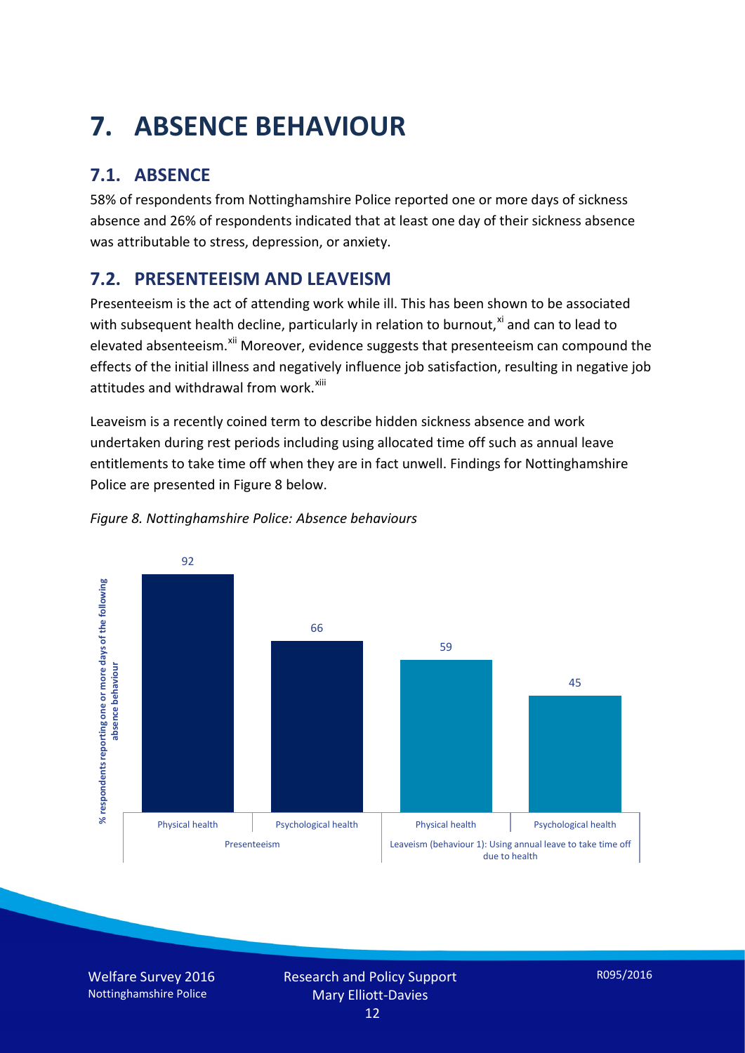# 7. ABSENCE BEHAVIOUR

## 7.1. ABSENCE

58% of respondents from Nottinghamshire Police reported one or more days of sickness absence and 26% of respondents indicated that at least one day of their sickness absence was attributable to stress, depression, or anxiety.

## 7.2. PRESENTEEISM AND LEAVEISM

Presenteeism is the act of attending work while ill. This has been shown to be associated with subsequent health decline, particularly in relation to burnout,[xi] and can to lead to elevated absenteeism.[xii] Moreover, evidence suggests that presenteeism can compound the effects of the initial illness and negatively influence job satisfaction, resulting in negative job attitudes and withdrawal from work.[xiii]

Leaveism is a recently coined term to describe hidden sickness absence and work undertaken during rest periods including using allocated time off such as annual leave entitlements to take time off when they are in fact unwell. Findings for Nottinghamshire Police are presented in Figure 8 below.

*Figure 8. Nottinghamshire Police: Absence behaviours*

| | Presenteeism | | Leaveism (behaviour 1): Using annual leave to take time off due to health | |
|---|---|---|---|---|
| | Physical health | Psychological health | Physical health | Psychological health |
| % respondents reporting one or more days of the following absence behaviour | 92 | 66 | 59 | 45 |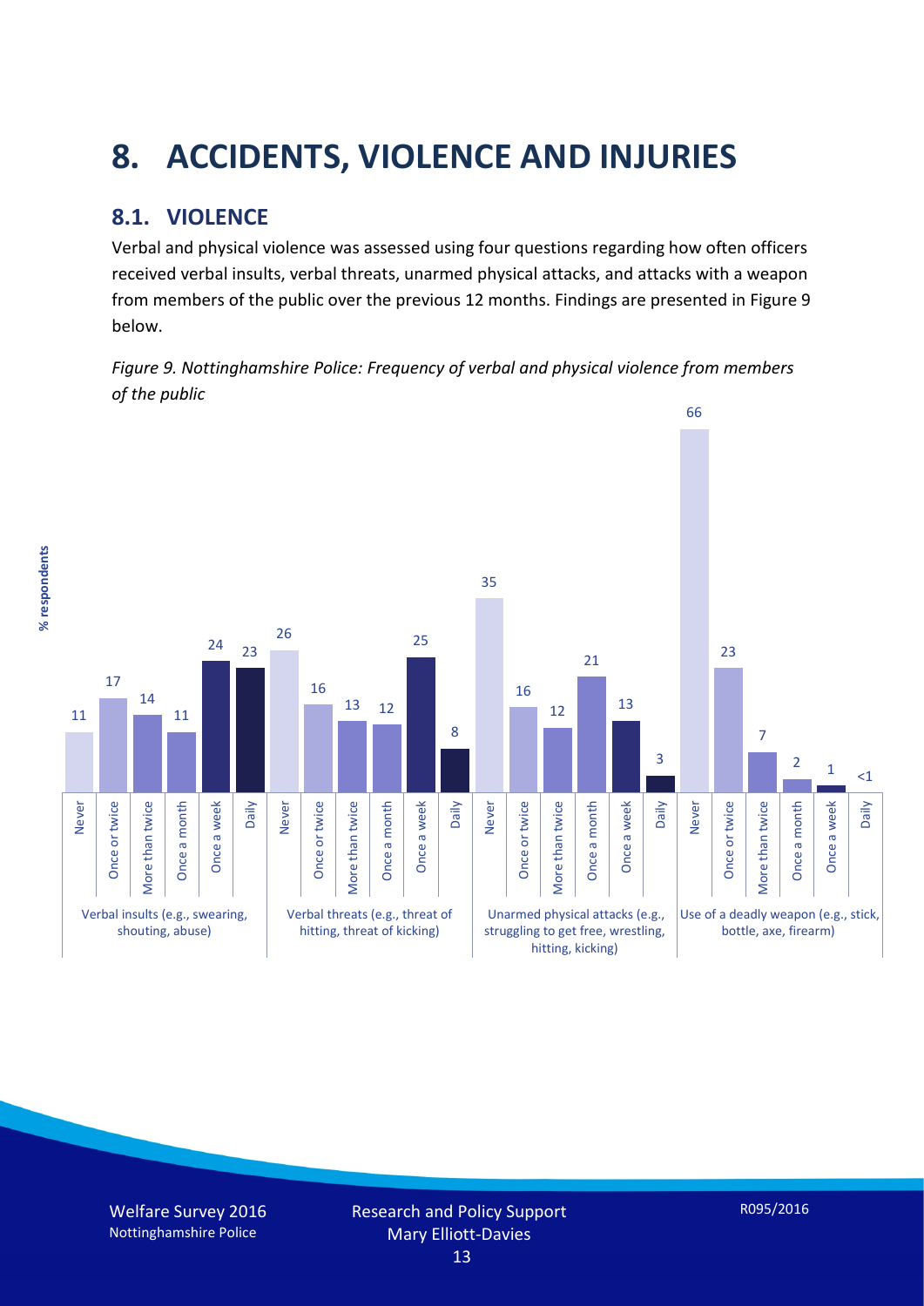# 8. ACCIDENTS, VIOLENCE AND INJURIES

## 8.1. VIOLENCE

Verbal and physical violence was assessed using four questions regarding how often officers received verbal insults, verbal threats, unarmed physical attacks, and attacks with a weapon from members of the public over the previous 12 months. Findings are presented in Figure 9 below.

*Figure 9. Nottinghamshire Police: Frequency of verbal and physical violence from members of the public*

| % respondents | Never | Once or twice | More than twice | Once a month | Once a week | Daily |
|---|---|---|---|---|---|---|
| Verbal insults (e.g., swearing, shouting, abuse) | 11 | 17 | 14 | 11 | 24 | 23 |
| Verbal threats (e.g., threat of hitting, threat of kicking) | 26 | 16 | 13 | 12 | 25 | 8 |
| Unarmed physical attacks (e.g., struggling to get free, wrestling, hitting, kicking) | 35 | 16 | 12 | 21 | 13 | 3 |
| Use of a deadly weapon (e.g., stick, bottle, axe, firearm) | 66 | 23 | 7 | 2 | 1 | <1 |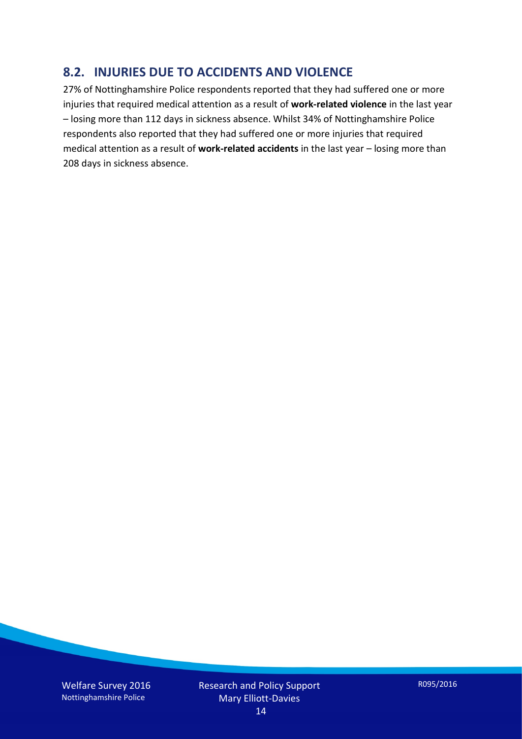## 8.2. INJURIES DUE TO ACCIDENTS AND VIOLENCE

27% of Nottinghamshire Police respondents reported that they had suffered one or more injuries that required medical attention as a result of **work-related violence** in the last year – losing more than 112 days in sickness absence. Whilst 34% of Nottinghamshire Police respondents also reported that they had suffered one or more injuries that required medical attention as a result of **work-related accidents** in the last year – losing more than 208 days in sickness absence.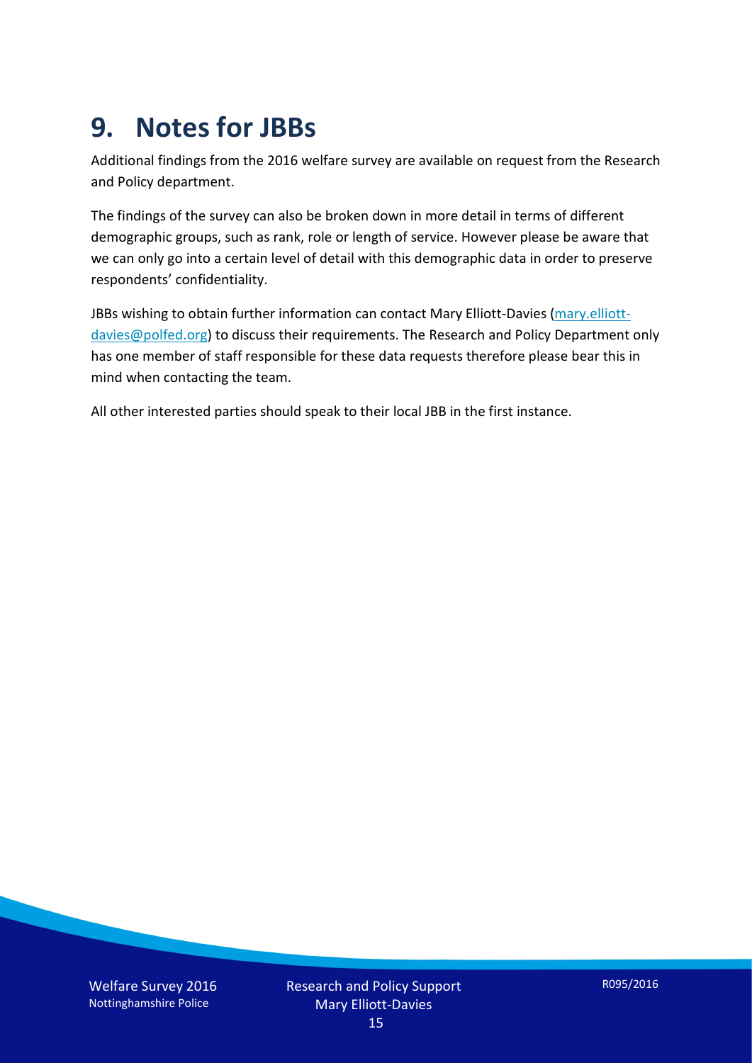# 9. Notes for JBBs

Additional findings from the 2016 welfare survey are available on request from the Research and Policy department.

The findings of the survey can also be broken down in more detail in terms of different demographic groups, such as rank, role or length of service. However please be aware that we can only go into a certain level of detail with this demographic data in order to preserve respondents' confidentiality.

JBBs wishing to obtain further information can contact Mary Elliott-Davies (mary.elliott-davies@polfed.org) to discuss their requirements. The Research and Policy Department only has one member of staff responsible for these data requests therefore please bear this in mind when contacting the team.

All other interested parties should speak to their local JBB in the first instance.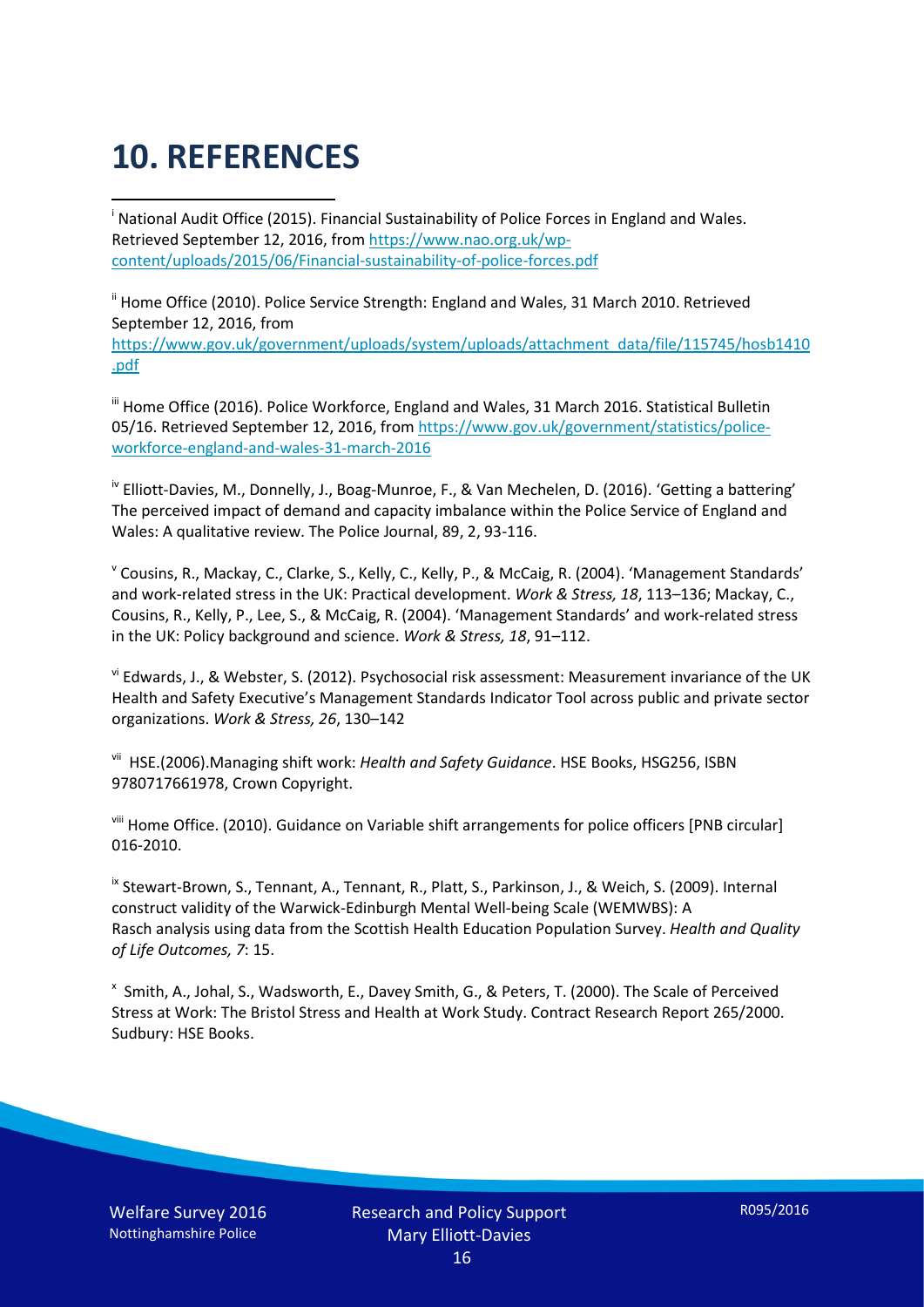# 10. REFERENCES

[i] National Audit Office (2015). Financial Sustainability of Police Forces in England and Wales. Retrieved September 12, 2016, from https://www.nao.org.uk/wp-content/uploads/2015/06/Financial-sustainability-of-police-forces.pdf

[ii] Home Office (2010). Police Service Strength: England and Wales, 31 March 2010. Retrieved September 12, 2016, from https://www.gov.uk/government/uploads/system/uploads/attachment_data/file/115745/hosb1410.pdf

[iii] Home Office (2016). Police Workforce, England and Wales, 31 March 2016. Statistical Bulletin 05/16. Retrieved September 12, 2016, from https://www.gov.uk/government/statistics/police-workforce-england-and-wales-31-march-2016

[iv] Elliott-Davies, M., Donnelly, J., Boag-Munroe, F., & Van Mechelen, D. (2016). 'Getting a battering' The perceived impact of demand and capacity imbalance within the Police Service of England and Wales: A qualitative review. The Police Journal, 89, 2, 93-116.

[v] Cousins, R., Mackay, C., Clarke, S., Kelly, C., Kelly, P., & McCaig, R. (2004). 'Management Standards' and work-related stress in the UK: Practical development. *Work & Stress, 18*, 113–136; Mackay, C., Cousins, R., Kelly, P., Lee, S., & McCaig, R. (2004). 'Management Standards' and work-related stress in the UK: Policy background and science. *Work & Stress, 18*, 91–112.

[vi] Edwards, J., & Webster, S. (2012). Psychosocial risk assessment: Measurement invariance of the UK Health and Safety Executive's Management Standards Indicator Tool across public and private sector organizations. *Work & Stress, 26*, 130–142

[vii] HSE.(2006).Managing shift work: *Health and Safety Guidance*. HSE Books, HSG256, ISBN 9780717661978, Crown Copyright.

[viii] Home Office. (2010). Guidance on Variable shift arrangements for police officers [PNB circular] 016-2010.

[ix] Stewart-Brown, S., Tennant, A., Tennant, R., Platt, S., Parkinson, J., & Weich, S. (2009). Internal construct validity of the Warwick-Edinburgh Mental Well-being Scale (WEMWBS): A Rasch analysis using data from the Scottish Health Education Population Survey. *Health and Quality of Life Outcomes, 7*: 15.

[x] Smith, A., Johal, S., Wadsworth, E., Davey Smith, G., & Peters, T. (2000). The Scale of Perceived Stress at Work: The Bristol Stress and Health at Work Study. Contract Research Report 265/2000. Sudbury: HSE Books.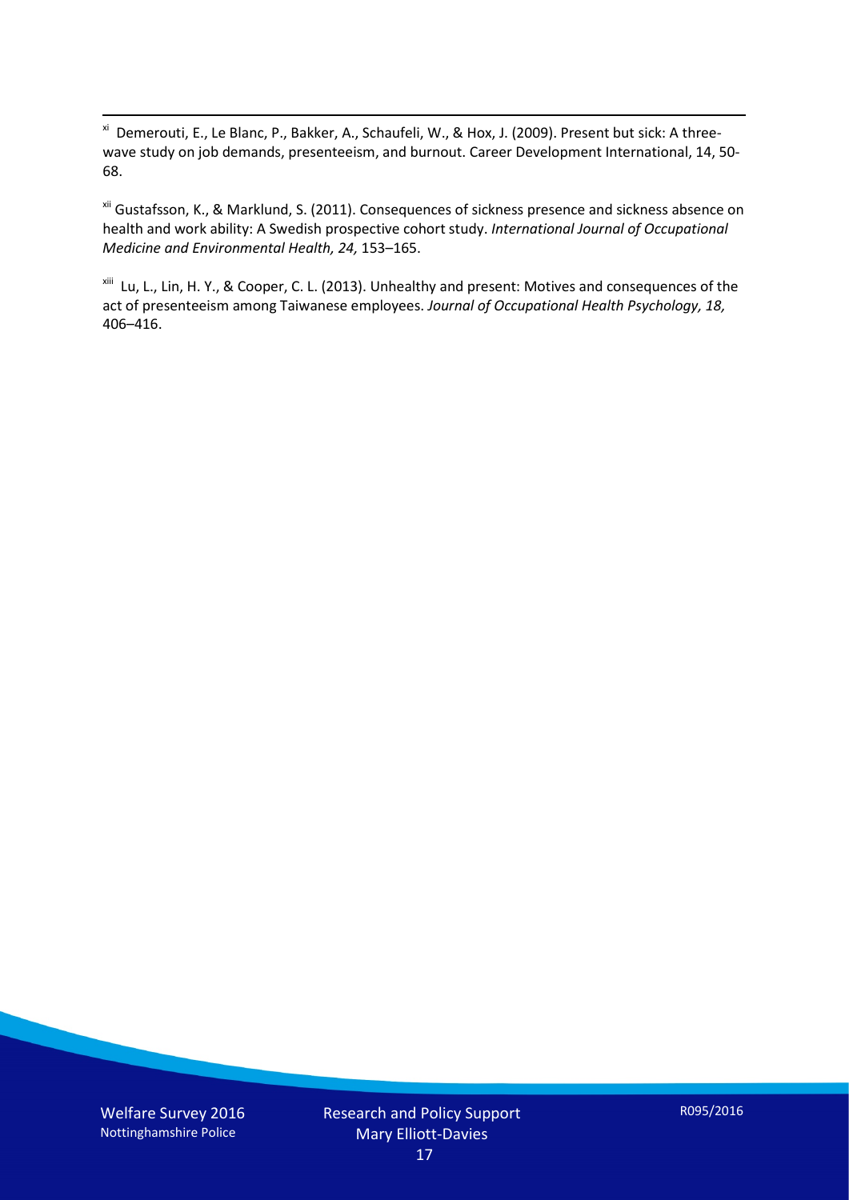[xi] Demerouti, E., Le Blanc, P., Bakker, A., Schaufeli, W., & Hox, J. (2009). Present but sick: A three-wave study on job demands, presenteeism, and burnout. Career Development International, 14, 50-68.

[xii] Gustafsson, K., & Marklund, S. (2011). Consequences of sickness presence and sickness absence on health and work ability: A Swedish prospective cohort study. *International Journal of Occupational Medicine and Environmental Health, 24,* 153–165.

[xiii] Lu, L., Lin, H. Y., & Cooper, C. L. (2013). Unhealthy and present: Motives and consequences of the act of presenteeism among Taiwanese employees. *Journal of Occupational Health Psychology, 18,* 406–416.